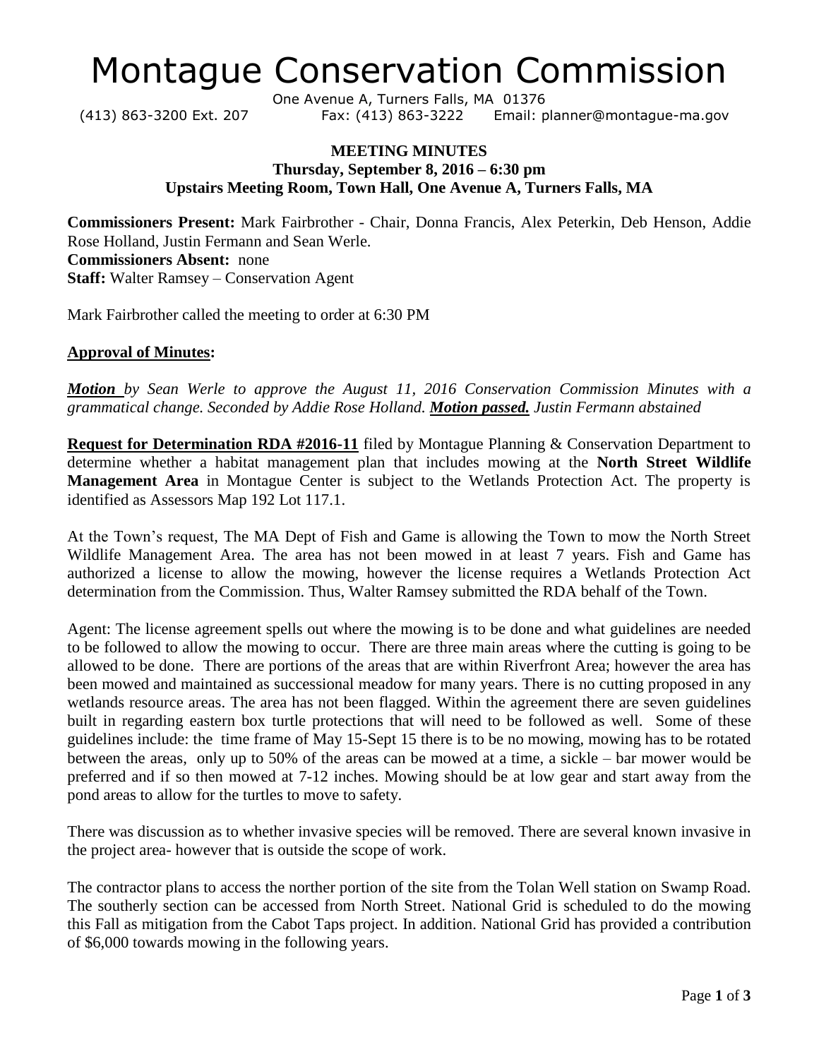# Montague Conservation Commission

One Avenue A, Turners Falls, MA 01376

(413) 863-3200 Ext. 207 Fax: (413) 863-3222 Email: planner@montague-ma.gov

**MEETING MINUTES**
**Thursday, September 8, 2016 – 6:30 pm**
**Upstairs Meeting Room, Town Hall, One Avenue A, Turners Falls, MA**

**Commissioners Present:** Mark Fairbrother - Chair, Donna Francis, Alex Peterkin, Deb Henson, Addie Rose Holland, Justin Fermann and Sean Werle.
**Commissioners Absent:** none
**Staff:** Walter Ramsey – Conservation Agent

Mark Fairbrother called the meeting to order at 6:30 PM

**Approval of Minutes:**

***Motion*** *by Sean Werle to approve the August 11, 2016 Conservation Commission Minutes with a grammatical change. Seconded by Addie Rose Holland.* ***Motion passed.*** *Justin Fermann abstained*

**Request for Determination RDA #2016-11** filed by Montague Planning & Conservation Department to determine whether a habitat management plan that includes mowing at the **North Street Wildlife Management Area** in Montague Center is subject to the Wetlands Protection Act. The property is identified as Assessors Map 192 Lot 117.1.

At the Town's request, The MA Dept of Fish and Game is allowing the Town to mow the North Street Wildlife Management Area. The area has not been mowed in at least 7 years. Fish and Game has authorized a license to allow the mowing, however the license requires a Wetlands Protection Act determination from the Commission. Thus, Walter Ramsey submitted the RDA behalf of the Town.

Agent: The license agreement spells out where the mowing is to be done and what guidelines are needed to be followed to allow the mowing to occur. There are three main areas where the cutting is going to be allowed to be done. There are portions of the areas that are within Riverfront Area; however the area has been mowed and maintained as successional meadow for many years. There is no cutting proposed in any wetlands resource areas. The area has not been flagged. Within the agreement there are seven guidelines built in regarding eastern box turtle protections that will need to be followed as well. Some of these guidelines include: the time frame of May 15-Sept 15 there is to be no mowing, mowing has to be rotated between the areas, only up to 50% of the areas can be mowed at a time, a sickle – bar mower would be preferred and if so then mowed at 7-12 inches. Mowing should be at low gear and start away from the pond areas to allow for the turtles to move to safety.

There was discussion as to whether invasive species will be removed. There are several known invasive in the project area- however that is outside the scope of work.

The contractor plans to access the norther portion of the site from the Tolan Well station on Swamp Road. The southerly section can be accessed from North Street. National Grid is scheduled to do the mowing this Fall as mitigation from the Cabot Taps project. In addition. National Grid has provided a contribution of $6,000 towards mowing in the following years.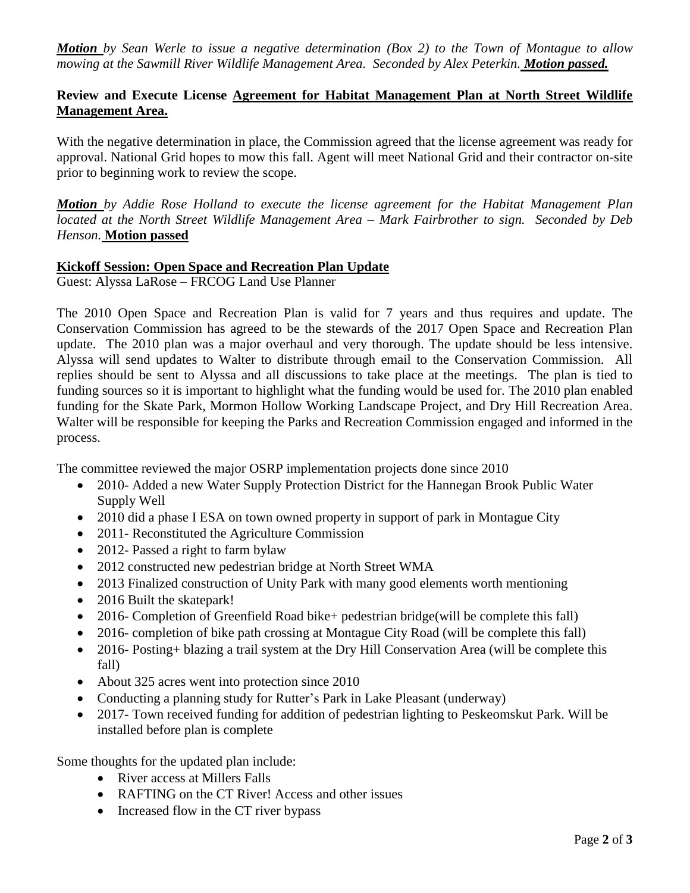***Motion*** *by Sean Werle to issue a negative determination (Box 2) to the Town of Montague to allow mowing at the Sawmill River Wildlife Management Area. Seconded by Alex Peterkin.* ***Motion passed.***

**Review and Execute License Agreement for Habitat Management Plan at North Street Wildlife Management Area.**

With the negative determination in place, the Commission agreed that the license agreement was ready for approval. National Grid hopes to mow this fall. Agent will meet National Grid and their contractor on-site prior to beginning work to review the scope.

***Motion*** *by Addie Rose Holland to execute the license agreement for the Habitat Management Plan located at the North Street Wildlife Management Area – Mark Fairbrother to sign. Seconded by Deb Henson.* **Motion passed**

**Kickoff Session: Open Space and Recreation Plan Update**

Guest: Alyssa LaRose – FRCOG Land Use Planner

The 2010 Open Space and Recreation Plan is valid for 7 years and thus requires and update. The Conservation Commission has agreed to be the stewards of the 2017 Open Space and Recreation Plan update. The 2010 plan was a major overhaul and very thorough. The update should be less intensive. Alyssa will send updates to Walter to distribute through email to the Conservation Commission. All replies should be sent to Alyssa and all discussions to take place at the meetings. The plan is tied to funding sources so it is important to highlight what the funding would be used for. The 2010 plan enabled funding for the Skate Park, Mormon Hollow Working Landscape Project, and Dry Hill Recreation Area. Walter will be responsible for keeping the Parks and Recreation Commission engaged and informed in the process.

The committee reviewed the major OSRP implementation projects done since 2010

- 2010- Added a new Water Supply Protection District for the Hannegan Brook Public Water Supply Well
- 2010 did a phase I ESA on town owned property in support of park in Montague City
- 2011- Reconstituted the Agriculture Commission
- 2012- Passed a right to farm bylaw
- 2012 constructed new pedestrian bridge at North Street WMA
- 2013 Finalized construction of Unity Park with many good elements worth mentioning
- 2016 Built the skatepark!
- 2016- Completion of Greenfield Road bike+ pedestrian bridge(will be complete this fall)
- 2016- completion of bike path crossing at Montague City Road (will be complete this fall)
- 2016- Posting+ blazing a trail system at the Dry Hill Conservation Area (will be complete this fall)
- About 325 acres went into protection since 2010
- Conducting a planning study for Rutter's Park in Lake Pleasant (underway)
- 2017- Town received funding for addition of pedestrian lighting to Peskeomskut Park. Will be installed before plan is complete

Some thoughts for the updated plan include:

- River access at Millers Falls
- RAFTING on the CT River! Access and other issues
- Increased flow in the CT river bypass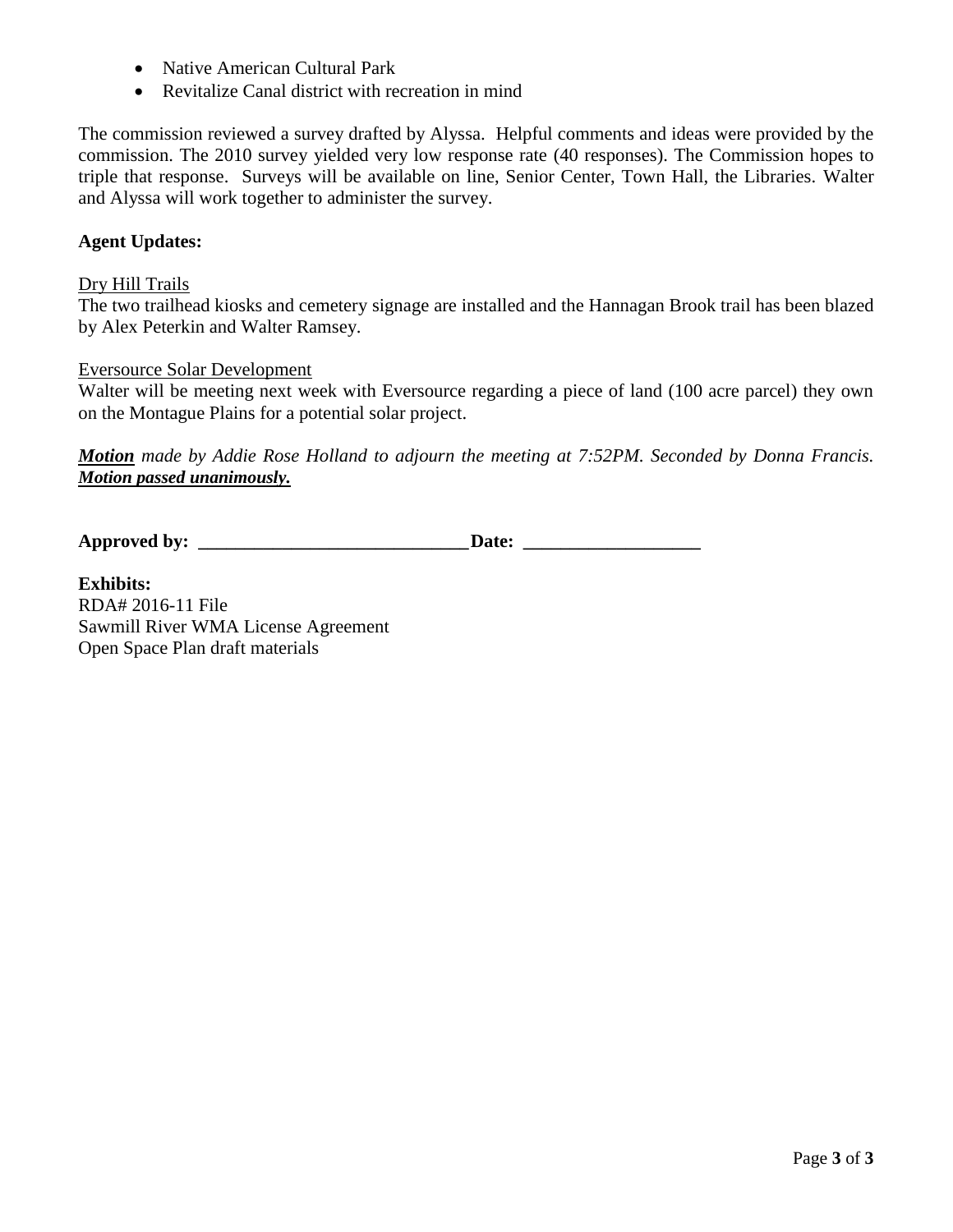- Native American Cultural Park
- Revitalize Canal district with recreation in mind

The commission reviewed a survey drafted by Alyssa. Helpful comments and ideas were provided by the commission. The 2010 survey yielded very low response rate (40 responses). The Commission hopes to triple that response. Surveys will be available on line, Senior Center, Town Hall, the Libraries. Walter and Alyssa will work together to administer the survey.

**Agent Updates:**

<u>Dry Hill Trails</u>
The two trailhead kiosks and cemetery signage are installed and the Hannagan Brook trail has been blazed by Alex Peterkin and Walter Ramsey.

<u>Eversource Solar Development</u>
Walter will be meeting next week with Eversource regarding a piece of land (100 acre parcel) they own on the Montague Plains for a potential solar project.

***<u>Motion</u>*** *made by Addie Rose Holland to adjourn the meeting at 7:52PM. Seconded by Donna Francis.* ***<u>Motion passed unanimously.</u>***

**Approved by: _____________________________ Date: ___________________**

**Exhibits:**
RDA# 2016-11 File
Sawmill River WMA License Agreement
Open Space Plan draft materials